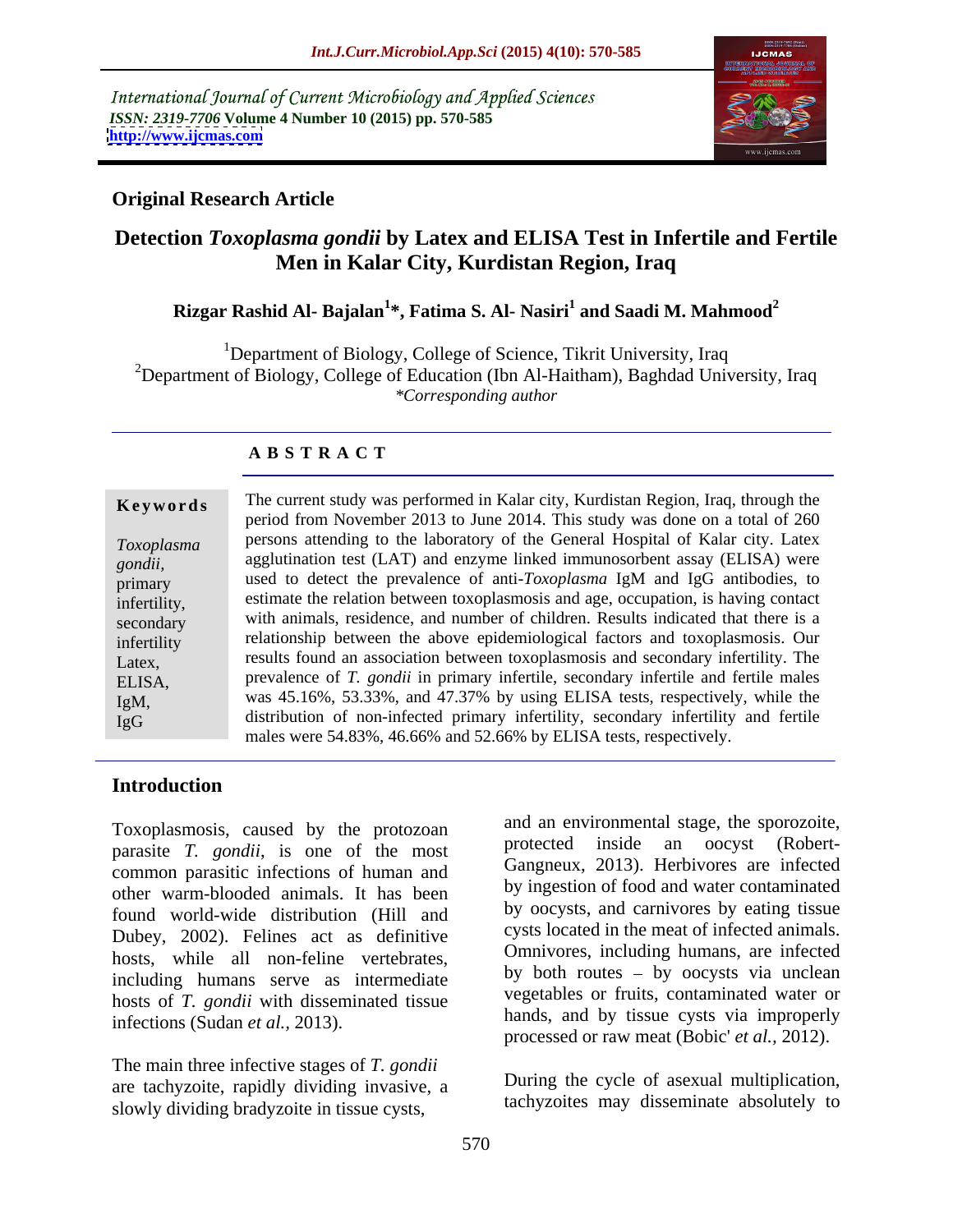International Journal of Current Microbiology and Applied Sciences
*ISSN: 2319-7706* **Volume 4 Number 10 (2015) pp. 570-585**
**http://www.ijcmas.com**

**Original Research Article**

# Detection *Toxoplasma gondii* by Latex and ELISA Test in Infertile and Fertile Men in Kalar City, Kurdistan Region, Iraq

**Rizgar Rashid Al- Bajalan[1]\*, Fatima S. Al- Nasiri[1] and Saadi M. Mahmood[2]**

[1]Department of Biology, College of Science, Tikrit University, Iraq
[2]Department of Biology, College of Education (Ibn Al-Haitham), Baghdad University, Iraq
*\*Corresponding author*

## ABSTRACT

**Keywords**

*Toxoplasma gondii,* primary infertility, secondary infertility Latex, ELISA, IgM, IgG

The current study was performed in Kalar city, Kurdistan Region, Iraq, through the period from November 2013 to June 2014. This study was done on a total of 260 persons attending to the laboratory of the General Hospital of Kalar city. Latex agglutination test (LAT) and enzyme linked immunosorbent assay (ELISA) were used to detect the prevalence of anti-*Toxoplasma* IgM and IgG antibodies, to estimate the relation between toxoplasmosis and age, occupation, is having contact with animals, residence, and number of children. Results indicated that there is a relationship between the above epidemiological factors and toxoplasmosis. Our results found an association between toxoplasmosis and secondary infertility. The prevalence of *T. gondii* in primary infertile, secondary infertile and fertile males was 45.16%, 53.33%, and 47.37% by using ELISA tests, respectively, while the distribution of non-infected primary infertility, secondary infertility and fertile males were 54.83%, 46.66% and 52.66% by ELISA tests, respectively.

## Introduction

Toxoplasmosis, caused by the protozoan parasite *T. gondii*, is one of the most common parasitic infections of human and other warm-blooded animals. It has been found world-wide distribution (Hill and Dubey, 2002). Felines act as definitive hosts, while all non-feline vertebrates, including humans serve as intermediate hosts of *T. gondii* with disseminated tissue infections (Sudan *et al.*, 2013).

The main three infective stages of *T. gondii* are tachyzoite, rapidly dividing invasive, a slowly dividing bradyzoite in tissue cysts, and an environmental stage, the sporozoite, protected inside an oocyst (Robert-Gangneux, 2013). Herbivores are infected by ingestion of food and water contaminated by oocysts, and carnivores by eating tissue cysts located in the meat of infected animals. Omnivores, including humans, are infected by both routes – by oocysts via unclean vegetables or fruits, contaminated water or hands, and by tissue cysts via improperly processed or raw meat (Bobic' *et al.*, 2012).

During the cycle of asexual multiplication, tachyzoites may disseminate absolutely to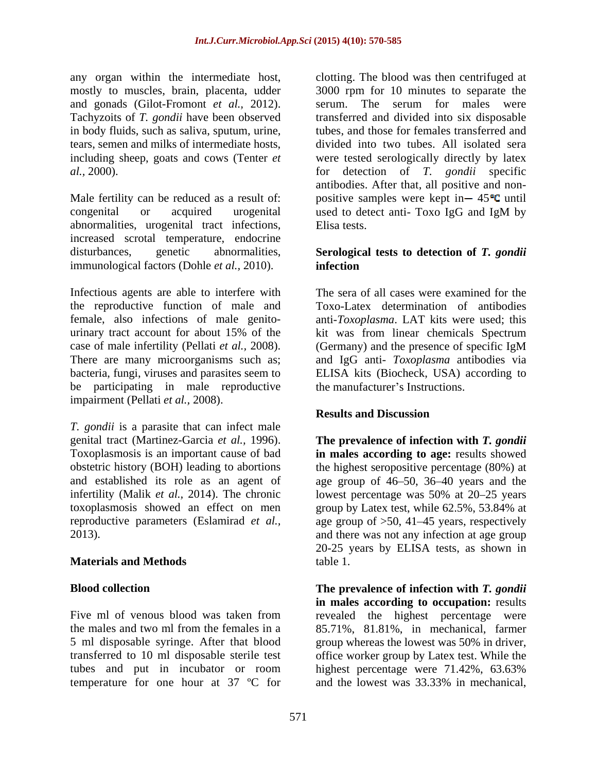any organ within the intermediate host, mostly to muscles, brain, placenta, udder and gonads (Gilot-Fromont *et al.,* 2012). Tachyzoits of *T. gondii* have been observed in body fluids, such as saliva, sputum, urine, tears, semen and milks of intermediate hosts, including sheep, goats and cows (Tenter *et al.,* 2000).

Male fertility can be reduced as a result of: congenital or acquired urogenital abnormalities, urogenital tract infections, increased scrotal temperature, endocrine disturbances, genetic abnormalities, immunological factors (Dohle *et al.,* 2010).

Infectious agents are able to interfere with the reproductive function of male and female, also infections of male genito-urinary tract account for about 15% of the case of male infertility (Pellati *et al.,* 2008). There are many microorganisms such as; bacteria, fungi, viruses and parasites seem to be participating in male reproductive impairment (Pellati *et al.,* 2008).

*T. gondii* is a parasite that can infect male genital tract (Martinez-Garcia *et al.,* 1996). Toxoplasmosis is an important cause of bad obstetric history (BOH) leading to abortions and established its role as an agent of infertility (Malik *et al.,* 2014). The chronic toxoplasmosis showed an effect on men reproductive parameters (Eslamirad *et al.,* 2013).

## Materials and Methods

### Blood collection

Five ml of venous blood was taken from the males and two ml from the females in a 5 ml disposable syringe. After that blood transferred to 10 ml disposable sterile test tubes and put in incubator or room temperature for one hour at 37 ºC for clotting. The blood was then centrifuged at 3000 rpm for 10 minutes to separate the serum. The serum for males were transferred and divided into six disposable tubes, and those for females transferred and divided into two tubes. All isolated sera were tested serologically directly by latex for detection of *T. gondii* specific antibodies. After that, all positive and non-positive samples were kept in‒ 45ºC until used to detect anti- Toxo IgG and IgM by Elisa tests.

### Serological tests to detection of *T. gondii* infection

The sera of all cases were examined for the Toxo-Latex determination of antibodies anti-*Toxoplasma*. LAT kits were used; this kit was from linear chemicals Spectrum (Germany) and the presence of specific IgM and IgG anti- *Toxoplasma* antibodies via ELISA kits (Biocheck, USA) according to the manufacturer's Instructions.

## Results and Discussion

**The prevalence of infection with *T. gondii* in males according to age:** results showed the highest seropositive percentage (80%) at age group of 46–50, 36–40 years and the lowest percentage was 50% at 20–25 years group by Latex test, while 62.5%, 53.84% at age group of >50, 41–45 years, respectively and there was not any infection at age group 20-25 years by ELISA tests, as shown in table 1.

**The prevalence of infection with *T. gondii* in males according to occupation:** results revealed the highest percentage were 85.71%, 81.81%, in mechanical, farmer group whereas the lowest was 50% in driver, office worker group by Latex test. While the highest percentage were 71.42%, 63.63% and the lowest was 33.33% in mechanical,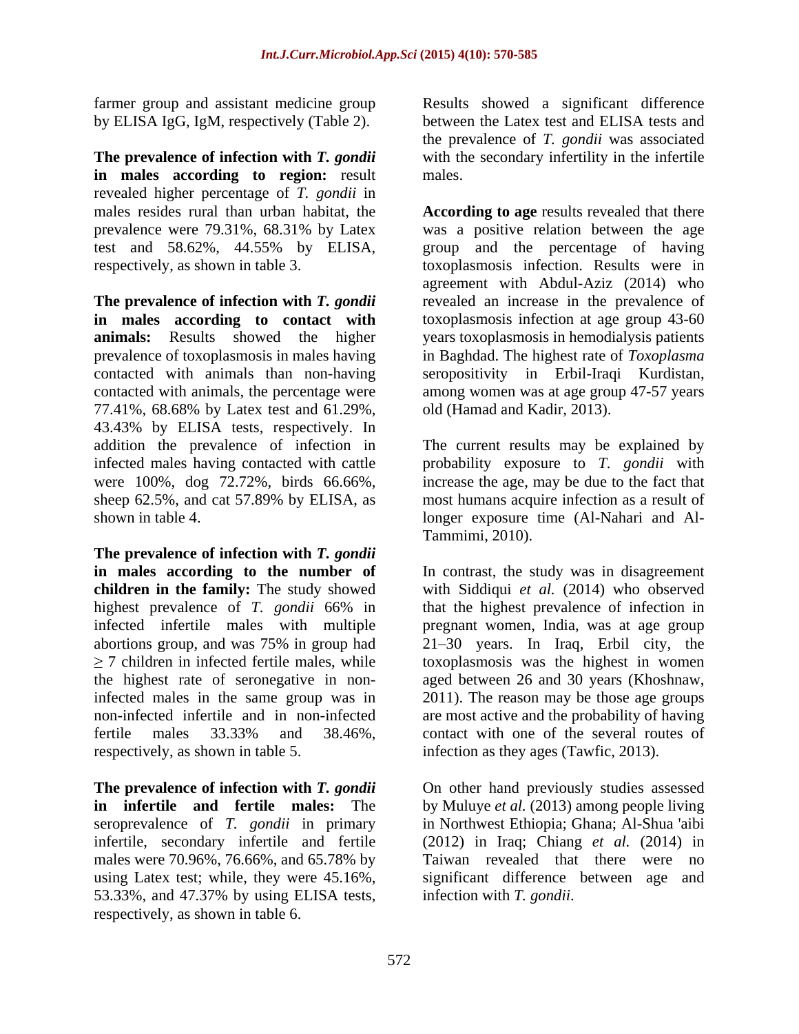farmer group and assistant medicine group by ELISA IgG, IgM, respectively (Table 2).

**The prevalence of infection with *T. gondii* in males according to region:** result revealed higher percentage of *T. gondii* in males resides rural than urban habitat, the prevalence were 79.31%, 68.31% by Latex test and 58.62%, 44.55% by ELISA, respectively, as shown in table 3.

**The prevalence of infection with *T. gondii* in males according to contact with animals:** Results showed the higher prevalence of toxoplasmosis in males having contacted with animals than non-having contacted with animals, the percentage were 77.41%, 68.68% by Latex test and 61.29%, 43.43% by ELISA tests, respectively. In addition the prevalence of infection in infected males having contacted with cattle were 100%, dog 72.72%, birds 66.66%, sheep 62.5%, and cat 57.89% by ELISA, as shown in table 4.

**The prevalence of infection with *T. gondii* in males according to the number of children in the family:** The study showed highest prevalence of *T. gondii* 66% in infected infertile males with multiple abortions group, and was 75% in group had $\geq$ 7 children in infected fertile males, while the highest rate of seronegative in non-infected males in the same group was in non-infected infertile and in non-infected fertile males 33.33% and 38.46%, respectively, as shown in table 5.

**The prevalence of infection with *T. gondii* in infertile and fertile males:** The seroprevalence of *T. gondii* in primary infertile, secondary infertile and fertile males were 70.96%, 76.66%, and 65.78% by using Latex test; while, they were 45.16%, 53.33%, and 47.37% by using ELISA tests, respectively, as shown in table 6.

Results showed a significant difference between the Latex test and ELISA tests and the prevalence of *T. gondii* was associated with the secondary infertility in the infertile males.

**According to age** results revealed that there was a positive relation between the age group and the percentage of having toxoplasmosis infection. Results were in agreement with Abdul-Aziz (2014) who revealed an increase in the prevalence of toxoplasmosis infection at age group 43-60 years toxoplasmosis in hemodialysis patients in Baghdad. The highest rate of *Toxoplasma* seropositivity in Erbil-Iraqi Kurdistan, among women was at age group 47-57 years old (Hamad and Kadir, 2013).

The current results may be explained by probability exposure to *T. gondii* with increase the age, may be due to the fact that most humans acquire infection as a result of longer exposure time (Al-Nahari and Al-Tammimi, 2010).

In contrast, the study was in disagreement with Siddiqui *et al.* (2014) who observed that the highest prevalence of infection in pregnant women, India, was at age group 21–30 years. In Iraq, Erbil city, the toxoplasmosis was the highest in women aged between 26 and 30 years (Khoshnaw, 2011). The reason may be those age groups are most active and the probability of having contact with one of the several routes of infection as they ages (Tawfic, 2013).

On other hand previously studies assessed by Muluye *et al.* (2013) among people living in Northwest Ethiopia; Ghana; Al-Shua 'aibi (2012) in Iraq; Chiang *et al.* (2014) in Taiwan revealed that there were no significant difference between age and infection with *T. gondii*.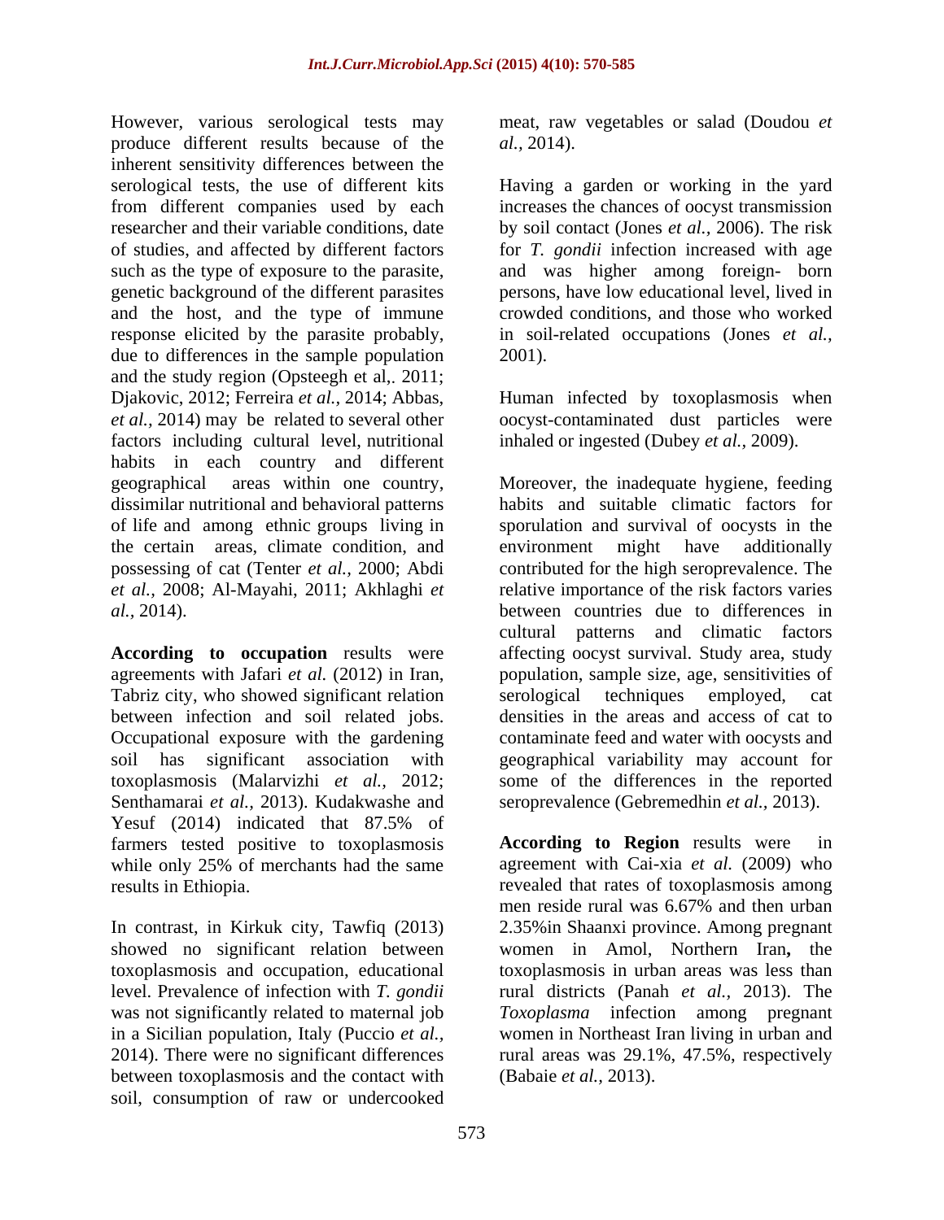However, various serological tests may produce different results because of the inherent sensitivity differences between the serological tests, the use of different kits from different companies used by each researcher and their variable conditions, date of studies, and affected by different factors such as the type of exposure to the parasite, genetic background of the different parasites and the host, and the type of immune response elicited by the parasite probably, due to differences in the sample population and the study region (Opsteegh et al,. 2011; Djakovic, 2012; Ferreira *et al.,* 2014; Abbas, *et al.,* 2014) may be related to several other factors including cultural level, nutritional habits in each country and different geographical areas within one country, dissimilar nutritional and behavioral patterns of life and among ethnic groups living in the certain areas, climate condition, and possessing of cat (Tenter *et al.,* 2000; Abdi *et al.,* 2008; Al-Mayahi, 2011; Akhlaghi *et al.*, 2014).

**According to occupation** results were agreements with Jafari *et al.* (2012) in Iran, Tabriz city, who showed significant relation between infection and soil related jobs. Occupational exposure with the gardening soil has significant association with toxoplasmosis (Malarvizhi *et al.,* 2012; Senthamarai *et al.,* 2013). Kudakwashe and Yesuf (2014) indicated that 87.5% of farmers tested positive to toxoplasmosis while only 25% of merchants had the same results in Ethiopia.

In contrast, in Kirkuk city, Tawfiq (2013) showed no significant relation between toxoplasmosis and occupation, educational level. Prevalence of infection with *T. gondii* was not significantly related to maternal job in a Sicilian population, Italy (Puccio *et al.,* 2014). There were no significant differences between toxoplasmosis and the contact with soil, consumption of raw or undercooked meat, raw vegetables or salad (Doudou *et al.,* 2014).

Having a garden or working in the yard increases the chances of oocyst transmission by soil contact (Jones *et al.,* 2006). The risk for *T. gondii* infection increased with age and was higher among foreign- born persons, have low educational level, lived in crowded conditions, and those who worked in soil-related occupations (Jones *et al.,* 2001).

Human infected by toxoplasmosis when oocyst-contaminated dust particles were inhaled or ingested (Dubey *et al.*, 2009).

Moreover, the inadequate hygiene, feeding habits and suitable climatic factors for sporulation and survival of oocysts in the environment might have additionally contributed for the high seroprevalence. The relative importance of the risk factors varies between countries due to differences in cultural patterns and climatic factors affecting oocyst survival. Study area, study population, sample size, age, sensitivities of serological techniques employed, cat densities in the areas and access of cat to contaminate feed and water with oocysts and geographical variability may account for some of the differences in the reported seroprevalence (Gebremedhin *et al.,* 2013).

**According to Region** results were in agreement with Cai-xia *et al.* (2009) who revealed that rates of toxoplasmosis among men reside rural was 6.67% and then urban 2.35%in Shaanxi province. Among pregnant women in Amol, Northern Iran**,** the toxoplasmosis in urban areas was less than rural districts (Panah *et al.,* 2013). The *Toxoplasma* infection among pregnant women in Northeast Iran living in urban and rural areas was 29.1%, 47.5%, respectively (Babaie *et al.,* 2013).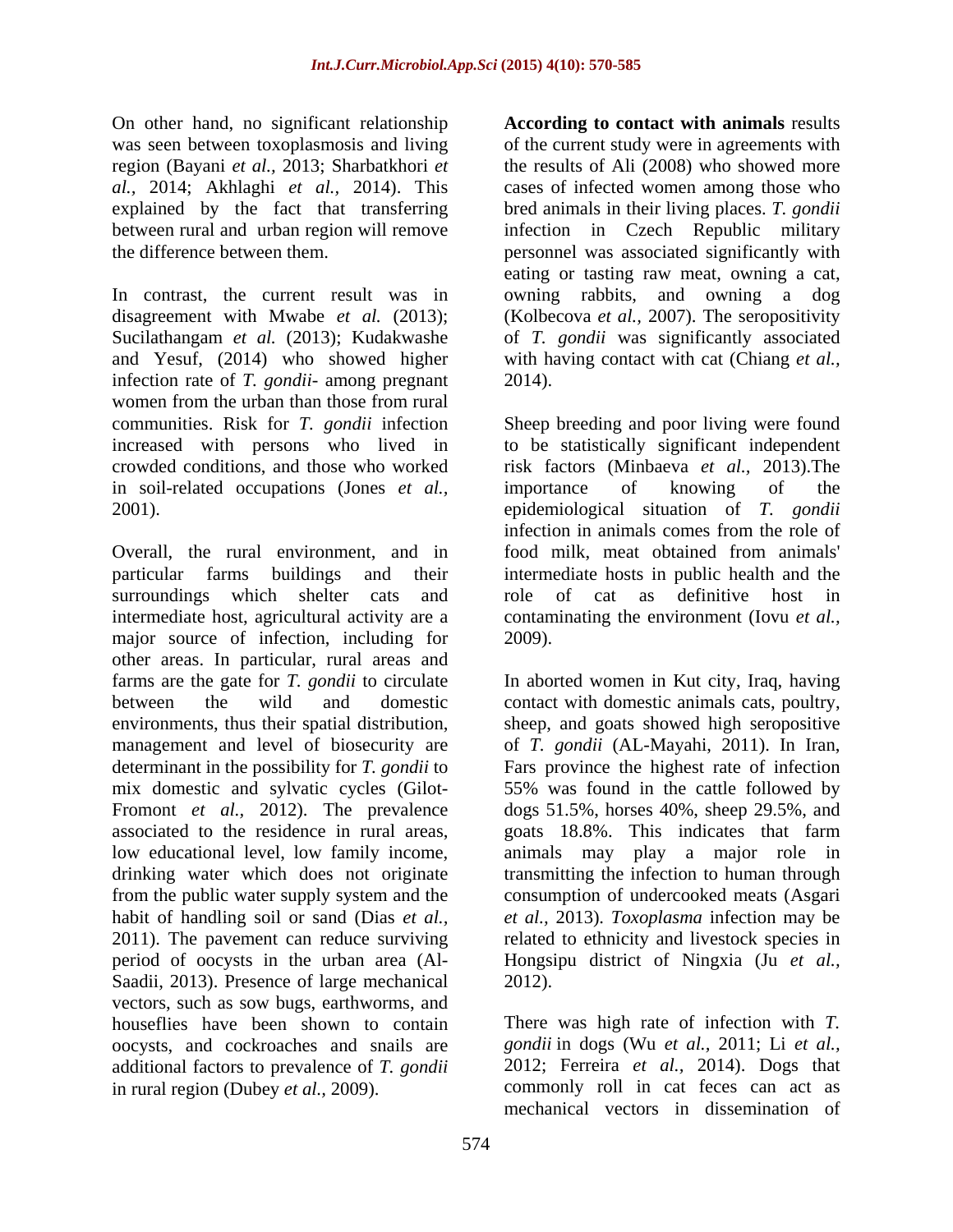On other hand, no significant relationship was seen between toxoplasmosis and living region (Bayani *et al.,* 2013; Sharbatkhori *et al.,* 2014; Akhlaghi *et al.,* 2014). This explained by the fact that transferring between rural and urban region will remove the difference between them.

In contrast, the current result was in disagreement with Mwabe *et al.* (2013); Sucilathangam *et al.* (2013); Kudakwashe and Yesuf, (2014) who showed higher infection rate of *T. gondii*- among pregnant women from the urban than those from rural communities. Risk for *T. gondii* infection increased with persons who lived in crowded conditions, and those who worked in soil-related occupations (Jones *et al.,* 2001).

Overall, the rural environment, and in particular farms buildings and their surroundings which shelter cats and intermediate host, agricultural activity are a major source of infection, including for other areas. In particular, rural areas and farms are the gate for *T. gondii* to circulate between the wild and domestic environments, thus their spatial distribution, management and level of biosecurity are determinant in the possibility for *T. gondii* to mix domestic and sylvatic cycles (Gilot-Fromont *et al.,* 2012). The prevalence associated to the residence in rural areas, low educational level, low family income, drinking water which does not originate from the public water supply system and the habit of handling soil or sand (Dias *et al.,* 2011). The pavement can reduce surviving period of oocysts in the urban area (Al-Saadii, 2013). Presence of large mechanical vectors, such as sow bugs, earthworms, and houseflies have been shown to contain oocysts, and cockroaches and snails are additional factors to prevalence of *T. gondii* in rural region (Dubey *et al.,* 2009).

**According to contact with animals** results of the current study were in agreements with the results of Ali (2008) who showed more cases of infected women among those who bred animals in their living places. *T. gondii* infection in Czech Republic military personnel was associated significantly with eating or tasting raw meat, owning a cat, owning rabbits, and owning a dog (Kolbecova *et al.,* 2007). The seropositivity of *T. gondii* was significantly associated with having contact with cat (Chiang *et al.,* 2014).

Sheep breeding and poor living were found to be statistically significant independent risk factors (Minbaeva *et al.,* 2013).The importance of knowing of the epidemiological situation of *T. gondii* infection in animals comes from the role of food milk, meat obtained from animals' intermediate hosts in public health and the role of cat as definitive host in contaminating the environment (Iovu *et al.,* 2009).

In aborted women in Kut city, Iraq, having contact with domestic animals cats, poultry, sheep, and goats showed high seropositive of *T. gondii* (AL-Mayahi, 2011). In Iran, Fars province the highest rate of infection 55% was found in the cattle followed by dogs 51.5%, horses 40%, sheep 29.5%, and goats 18.8%. This indicates that farm animals may play a major role in transmitting the infection to human through consumption of undercooked meats (Asgari *et al.,* 2013). *Toxoplasma* infection may be related to ethnicity and livestock species in Hongsipu district of Ningxia (Ju *et al.,* 2012).

There was high rate of infection with *T. gondii* in dogs (Wu *et al.,* 2011; Li *et al.,* 2012; Ferreira *et al.,* 2014). Dogs that commonly roll in cat feces can act as mechanical vectors in dissemination of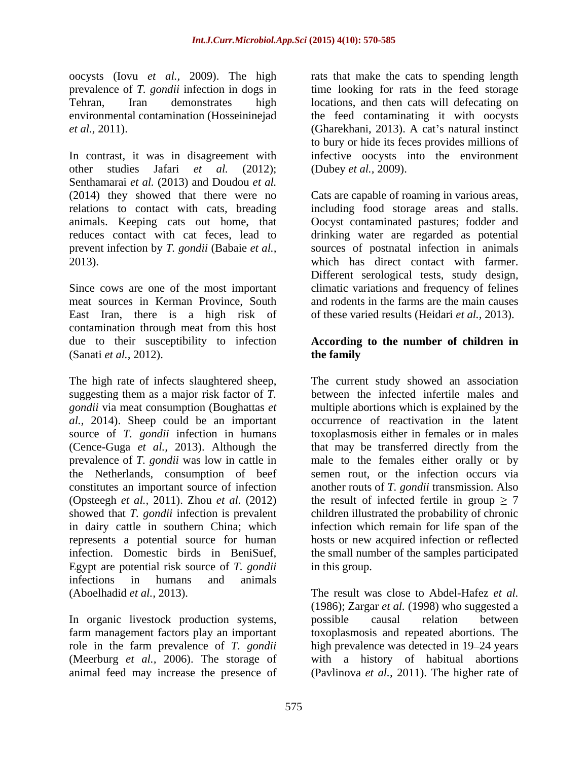oocysts (Iovu *et al.,* 2009). The high prevalence of *T. gondii* infection in dogs in Tehran, Iran demonstrates high environmental contamination (Hosseininejad *et al.,* 2011).

In contrast, it was in disagreement with other studies Jafari *et al.* (2012); Senthamarai *et al.* (2013) and Doudou *et al.* (2014) they showed that there were no relations to contact with cats, breading animals. Keeping cats out home, that reduces contact with cat feces, lead to prevent infection by *T. gondii* (Babaie *et al.,* 2013).

Since cows are one of the most important meat sources in Kerman Province, South East Iran, there is a high risk of contamination through meat from this host due to their susceptibility to infection (Sanati *et al.,* 2012).

The high rate of infects slaughtered sheep, suggesting them as a major risk factor of *T. gondii* via meat consumption (Boughattas *et al.,* 2014). Sheep could be an important source of *T. gondii* infection in humans (Cence-Guga *et al.,* 2013). Although the prevalence of *T. gondii* was low in cattle in the Netherlands, consumption of beef constitutes an important source of infection (Opsteegh *et al.,* 2011). Zhou *et al.* (2012) showed that *T. gondii* infection is prevalent in dairy cattle in southern China; which represents a potential source for human infection. Domestic birds in BeniSuef, Egypt are potential risk source of *T. gondii* infections in humans and animals (Aboelhadid *et al.,* 2013).

In organic livestock production systems, farm management factors play an important role in the farm prevalence of *T. gondii* (Meerburg *et al.,* 2006). The storage of animal feed may increase the presence of rats that make the cats to spending length time looking for rats in the feed storage locations, and then cats will defecating on the feed contaminating it with oocysts (Gharekhani, 2013). A cat's natural instinct to bury or hide its feces provides millions of infective oocysts into the environment (Dubey *et al.,* 2009).

Cats are capable of roaming in various areas, including food storage areas and stalls. Oocyst contaminated pastures; fodder and drinking water are regarded as potential sources of postnatal infection in animals which has direct contact with farmer. Different serological tests, study design, climatic variations and frequency of felines and rodents in the farms are the main causes of these varied results (Heidari *et al.,* 2013).

### According to the number of children in the family

The current study showed an association between the infected infertile males and multiple abortions which is explained by the occurrence of reactivation in the latent toxoplasmosis either in females or in males that may be transferred directly from the male to the females either orally or by semen rout, or the infection occurs via another routs of *T. gondii* transmission. Also the result of infected fertile in group $\geq 7$ children illustrated the probability of chronic infection which remain for life span of the hosts or new acquired infection or reflected the small number of the samples participated in this group.

The result was close to Abdel-Hafez *et al.* (1986); Zargar *et al.* (1998) who suggested a possible causal relation between toxoplasmosis and repeated abortions. The high prevalence was detected in 19–24 years with a history of habitual abortions (Pavlinova *et al.,* 2011). The higher rate of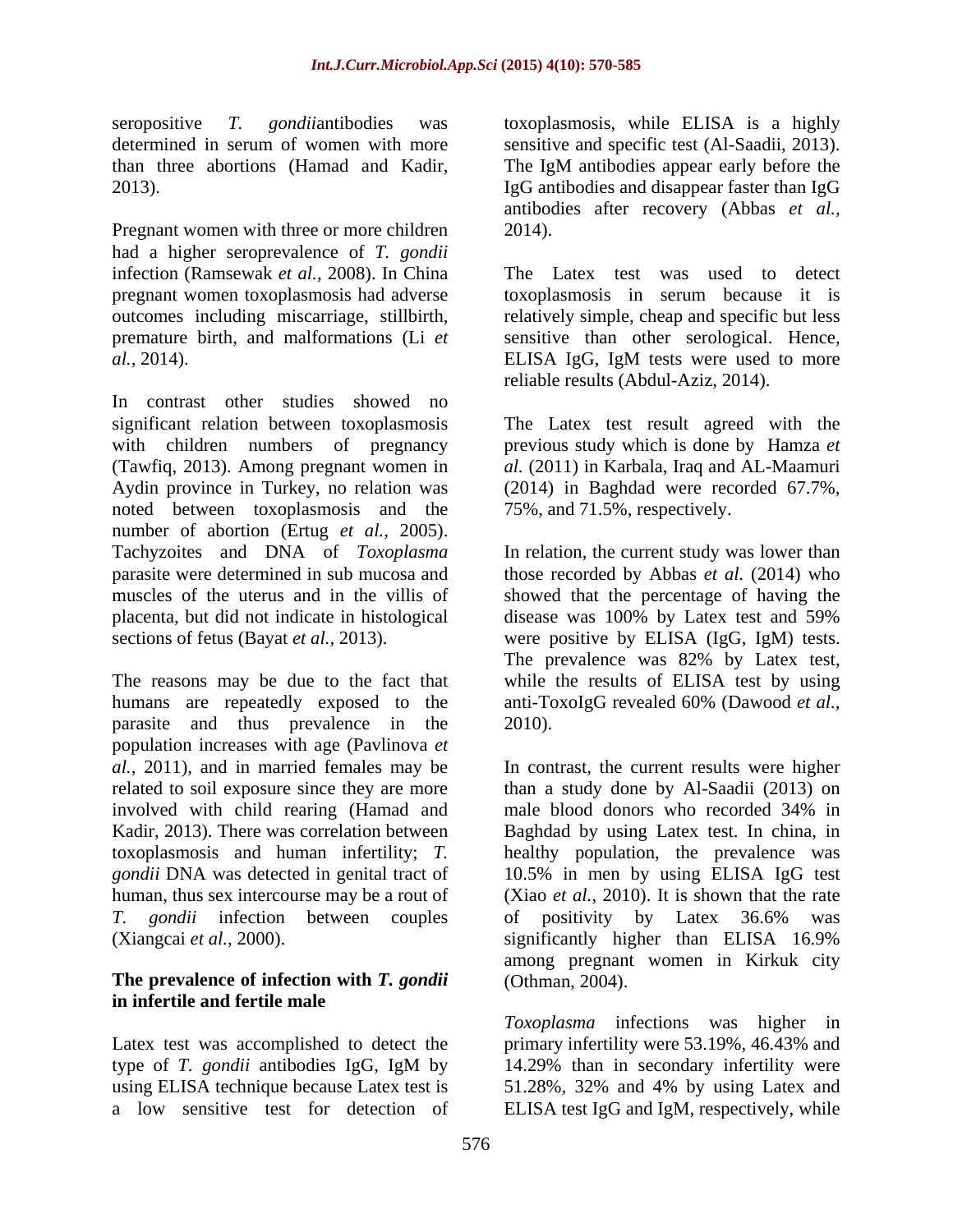seropositive *T. gondii*antibodies was determined in serum of women with more than three abortions (Hamad and Kadir, 2013).

Pregnant women with three or more children had a higher seroprevalence of *T. gondii* infection (Ramsewak *et al.,* 2008). In China pregnant women toxoplasmosis had adverse outcomes including miscarriage, stillbirth, premature birth, and malformations (Li *et al.,* 2014).

In contrast other studies showed no significant relation between toxoplasmosis with children numbers of pregnancy (Tawfiq, 2013). Among pregnant women in Aydin province in Turkey, no relation was noted between toxoplasmosis and the number of abortion (Ertug *et al.,* 2005). Tachyzoites and DNA of *Toxoplasma* parasite were determined in sub mucosa and muscles of the uterus and in the villis of placenta, but did not indicate in histological sections of fetus (Bayat *et al.,* 2013).

The reasons may be due to the fact that humans are repeatedly exposed to the parasite and thus prevalence in the population increases with age (Pavlinova *et al.,* 2011), and in married females may be related to soil exposure since they are more involved with child rearing (Hamad and Kadir, 2013). There was correlation between toxoplasmosis and human infertility; *T. gondii* DNA was detected in genital tract of human, thus sex intercourse may be a rout of *T. gondii* infection between couples (Xiangcai *et al.,* 2000).

## The prevalence of infection with *T. gondii* in infertile and fertile male

Latex test was accomplished to detect the type of *T. gondii* antibodies IgG, IgM by using ELISA technique because Latex test is a low sensitive test for detection of toxoplasmosis, while ELISA is a highly sensitive and specific test (Al-Saadii, 2013). The IgM antibodies appear early before the IgG antibodies and disappear faster than IgG antibodies after recovery (Abbas *et al.,* 2014).

The Latex test was used to detect toxoplasmosis in serum because it is relatively simple, cheap and specific but less sensitive than other serological. Hence, ELISA IgG, IgM tests were used to more reliable results (Abdul-Aziz, 2014).

The Latex test result agreed with the previous study which is done by Hamza *et al.* (2011) in Karbala, Iraq and AL-Maamuri (2014) in Baghdad were recorded 67.7%, 75%, and 71.5%, respectively.

In relation, the current study was lower than those recorded by Abbas *et al.* (2014) who showed that the percentage of having the disease was 100% by Latex test and 59% were positive by ELISA (IgG, IgM) tests. The prevalence was 82% by Latex test, while the results of ELISA test by using anti-ToxoIgG revealed 60% (Dawood *et al.,* 2010).

In contrast, the current results were higher than a study done by Al-Saadii (2013) on male blood donors who recorded 34% in Baghdad by using Latex test. In china, in healthy population, the prevalence was 10.5% in men by using ELISA IgG test (Xiao *et al.,* 2010). It is shown that the rate of positivity by Latex 36.6% was significantly higher than ELISA 16.9% among pregnant women in Kirkuk city (Othman, 2004).

*Toxoplasma* infections was higher in primary infertility were 53.19%, 46.43% and 14.29% than in secondary infertility were 51.28%, 32% and 4% by using Latex and ELISA test IgG and IgM, respectively, while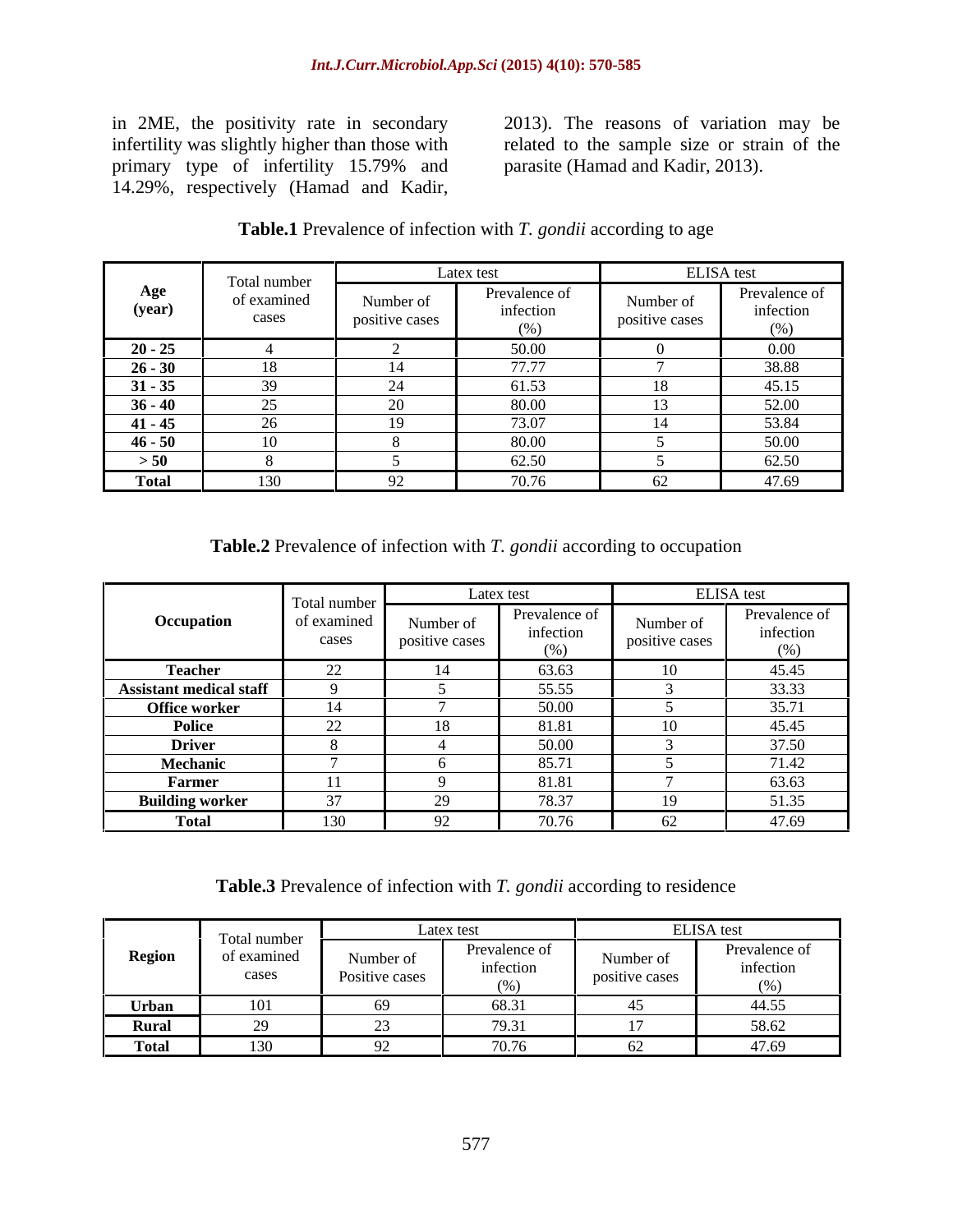in 2ME, the positivity rate in secondary infertility was slightly higher than those with primary type of infertility 15.79% and 14.29%, respectively (Hamad and Kadir, 2013). The reasons of variation may be related to the sample size or strain of the parasite (Hamad and Kadir, 2013).

**Table.1** Prevalence of infection with *T. gondii* according to age

| Age (year) | Total number of examined cases | Latex test | | ELISA test | |
|---|---|---|---|---|---|
| | | Number of positive cases | Prevalence of infection (%) | Number of positive cases | Prevalence of infection (%) |
| **20 - 25** | 4 | 2 | 50.00 | 0 | 0.00 |
| **26 - 30** | 18 | 14 | 77.77 | 7 | 38.88 |
| **31 - 35** | 39 | 24 | 61.53 | 18 | 45.15 |
| **36 - 40** | 25 | 20 | 80.00 | 13 | 52.00 |
| **41 - 45** | 26 | 19 | 73.07 | 14 | 53.84 |
| **46 - 50** | 10 | 8 | 80.00 | 5 | 50.00 |
| **> 50** | 8 | 5 | 62.50 | 5 | 62.50 |
| **Total** | 130 | 92 | 70.76 | 62 | 47.69 |

**Table.2** Prevalence of infection with *T. gondii* according to occupation

| Occupation | Total number of examined cases | Latex test | | ELISA test | |
|---|---|---|---|---|---|
| | | Number of positive cases | Prevalence of infection (%) | Number of positive cases | Prevalence of infection (%) |
| **Teacher** | 22 | 14 | 63.63 | 10 | 45.45 |
| **Assistant medical staff** | 9 | 5 | 55.55 | 3 | 33.33 |
| **Office worker** | 14 | 7 | 50.00 | 5 | 35.71 |
| **Police** | 22 | 18 | 81.81 | 10 | 45.45 |
| **Driver** | 8 | 4 | 50.00 | 3 | 37.50 |
| **Mechanic** | 7 | 6 | 85.71 | 5 | 71.42 |
| **Farmer** | 11 | 9 | 81.81 | 7 | 63.63 |
| **Building worker** | 37 | 29 | 78.37 | 19 | 51.35 |
| **Total** | 130 | 92 | 70.76 | 62 | 47.69 |

**Table.3** Prevalence of infection with *T. gondii* according to residence

| Region | Total number of examined cases | Latex test | | ELISA test | |
|---|---|---|---|---|---|
| | | Number of Positive cases | Prevalence of infection (%) | Number of positive cases | Prevalence of infection (%) |
| **Urban** | 101 | 69 | 68.31 | 45 | 44.55 |
| **Rural** | 29 | 23 | 79.31 | 17 | 58.62 |
| **Total** | 130 | 92 | 70.76 | 62 | 47.69 |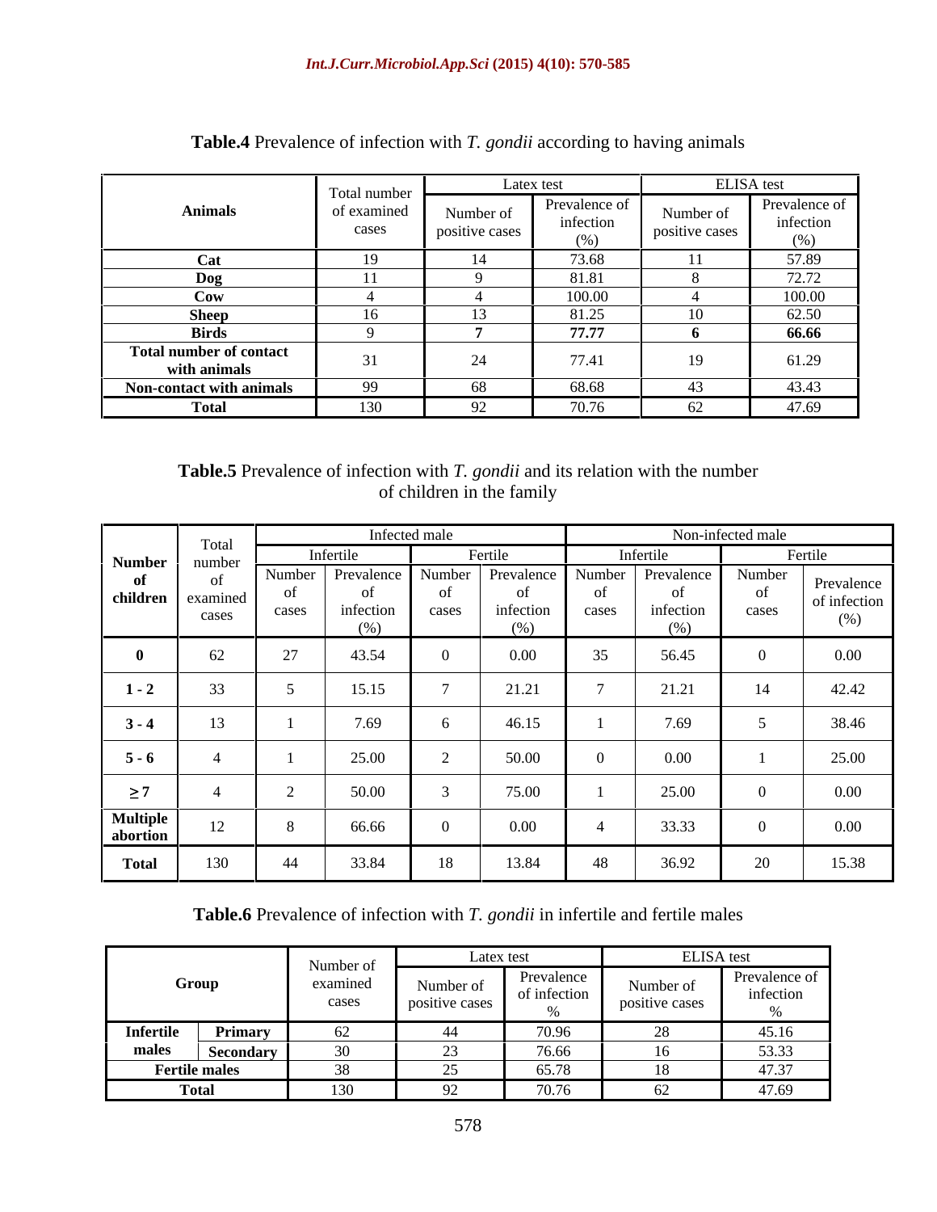**Table.4** Prevalence of infection with *T. gondii* according to having animals

| Animals | Total number of examined cases | Latex test | | ELISA test | |
|---|---|---|---|---|---|
| | | Number of positive cases | Prevalence of infection (%) | Number of positive cases | Prevalence of infection (%) |
| **Cat** | 19 | 14 | 73.68 | 11 | 57.89 |
| **Dog** | 11 | 9 | 81.81 | 8 | 72.72 |
| **Cow** | 4 | 4 | 100.00 | 4 | 100.00 |
| **Sheep** | 16 | 13 | 81.25 | 10 | 62.50 |
| **Birds** | 9 | **7** | **77.77** | **6** | **66.66** |
| **Total number of contact with animals** | 31 | 24 | 77.41 | 19 | 61.29 |
| **Non-contact with animals** | 99 | 68 | 68.68 | 43 | 43.43 |
| **Total** | 130 | 92 | 70.76 | 62 | 47.69 |

**Table.5** Prevalence of infection with *T. gondii* and its relation with the number of children in the family

| Number of children | Total number of examined cases | Infected male | | | | Non-infected male | | | |
|---|---|---|---|---|---|---|---|---|---|
| | | Infertile | | Fertile | | Infertile | | Fertile | |
| | | Number of cases | Prevalence of infection (%) | Number of cases | Prevalence of infection (%) | Number of cases | Prevalence of infection (%) | Number of cases | Prevalence of infection (%) |
| **0** | 62 | 27 | 43.54 | 0 | 0.00 | 35 | 56.45 | 0 | 0.00 |
| **1 - 2** | 33 | 5 | 15.15 | 7 | 21.21 | 7 | 21.21 | 14 | 42.42 |
| **3 - 4** | 13 | 1 | 7.69 | 6 | 46.15 | 1 | 7.69 | 5 | 38.46 |
| **5 - 6** | 4 | 1 | 25.00 | 2 | 50.00 | 0 | 0.00 | 1 | 25.00 |
| **≥ 7** | 4 | 2 | 50.00 | 3 | 75.00 | 1 | 25.00 | 0 | 0.00 |
| **Multiple abortion** | 12 | 8 | 66.66 | 0 | 0.00 | 4 | 33.33 | 0 | 0.00 |
| **Total** | 130 | 44 | 33.84 | 18 | 13.84 | 48 | 36.92 | 20 | 15.38 |

**Table.6** Prevalence of infection with *T. gondii* in infertile and fertile males

| Group | | Number of examined cases | Latex test | | ELISA test | |
|---|---|---|---|---|---|---|
| | | | Number of positive cases | Prevalence of infection % | Number of positive cases | Prevalence of infection % |
| **Infertile males** | **Primary** | 62 | 44 | 70.96 | 28 | 45.16 |
| | **Secondary** | 30 | 23 | 76.66 | 16 | 53.33 |
| **Fertile males** | | 38 | 25 | 65.78 | 18 | 47.37 |
| **Total** | | 130 | 92 | 70.76 | 62 | 47.69 |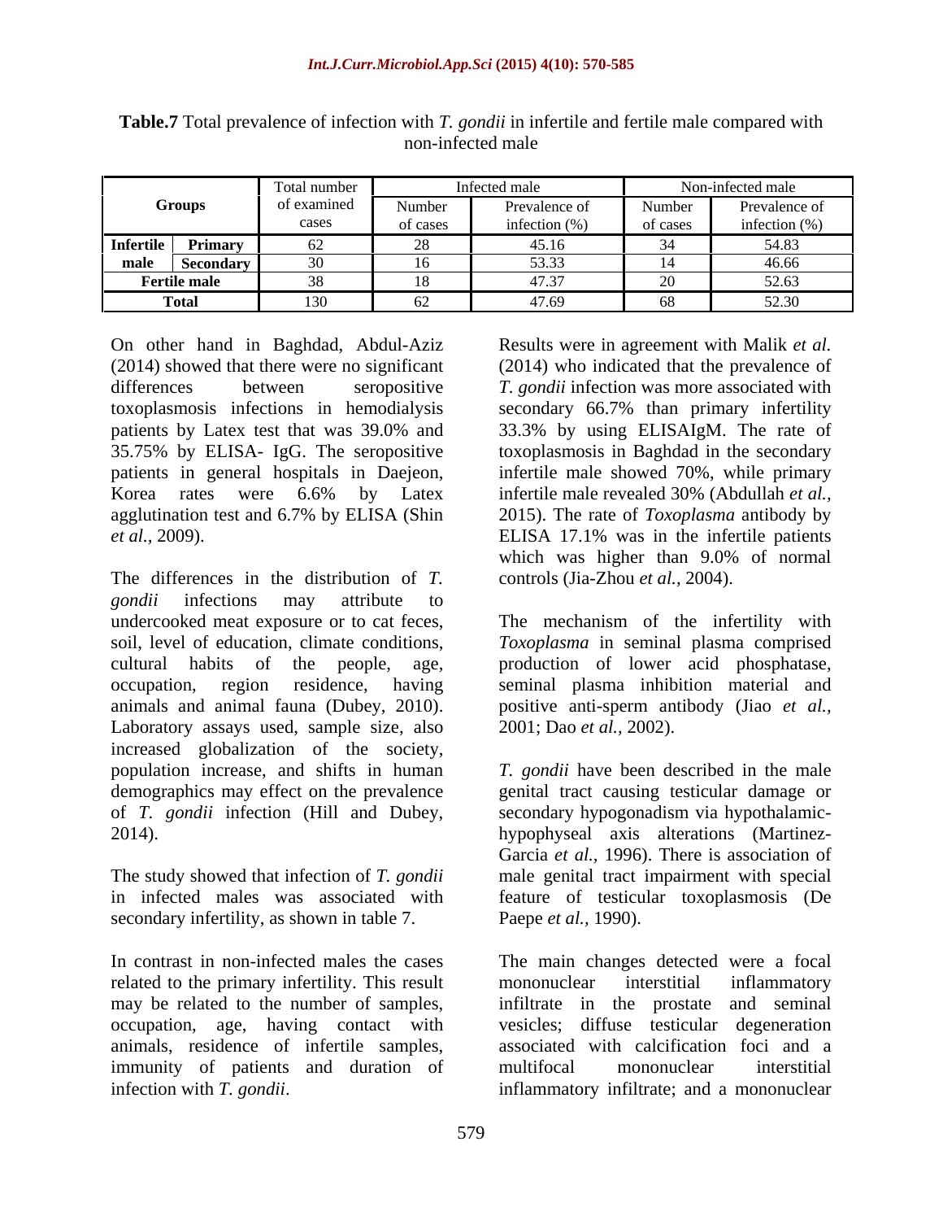**Table.7** Total prevalence of infection with *T. gondii* in infertile and fertile male compared with non-infected male

| Groups | | Total number of examined cases | Infected male | | Non-infected male | |
|---|---|---|---|---|---|---|
| | | | Number of cases | Prevalence of infection (%) | Number of cases | Prevalence of infection (%) |
| **Infertile male** | **Primary** | 62 | 28 | 45.16 | 34 | 54.83 |
| | **Secondary** | 30 | 16 | 53.33 | 14 | 46.66 |
| **Fertile male** | | 38 | 18 | 47.37 | 20 | 52.63 |
| **Total** | | 130 | 62 | 47.69 | 68 | 52.30 |

On other hand in Baghdad, Abdul-Aziz (2014) showed that there were no significant differences between seropositive toxoplasmosis infections in hemodialysis patients by Latex test that was 39.0% and 35.75% by ELISA- IgG. The seropositive patients in general hospitals in Daejeon, Korea rates were 6.6% by Latex agglutination test and 6.7% by ELISA (Shin *et al.,* 2009).

The differences in the distribution of *T. gondii* infections may attribute to undercooked meat exposure or to cat feces, soil, level of education, climate conditions, cultural habits of the people, age, occupation, region residence, having animals and animal fauna (Dubey, 2010). Laboratory assays used, sample size, also increased globalization of the society, population increase, and shifts in human demographics may effect on the prevalence of *T. gondii* infection (Hill and Dubey, 2014).

The study showed that infection of *T. gondii* in infected males was associated with secondary infertility, as shown in table 7.

In contrast in non-infected males the cases related to the primary infertility. This result may be related to the number of samples, occupation, age, having contact with animals, residence of infertile samples, immunity of patients and duration of infection with *T. gondii*.

Results were in agreement with Malik *et al.* (2014) who indicated that the prevalence of *T. gondii* infection was more associated with secondary 66.7% than primary infertility 33.3% by using ELISAIgM. The rate of toxoplasmosis in Baghdad in the secondary infertile male showed 70%, while primary infertile male revealed 30% (Abdullah *et al.,* 2015). The rate of *Toxoplasma* antibody by ELISA 17.1% was in the infertile patients which was higher than 9.0% of normal controls (Jia-Zhou *et al.,* 2004).

The mechanism of the infertility with *Toxoplasma* in seminal plasma comprised production of lower acid phosphatase, seminal plasma inhibition material and positive anti-sperm antibody (Jiao *et al.,* 2001; Dao *et al.,* 2002).

*T. gondii* have been described in the male genital tract causing testicular damage or secondary hypogonadism via hypothalamic-hypophyseal axis alterations (Martinez-Garcia *et al.,* 1996). There is association of male genital tract impairment with special feature of testicular toxoplasmosis (De Paepe *et al.,* 1990).

The main changes detected were a focal mononuclear interstitial inflammatory infiltrate in the prostate and seminal vesicles; diffuse testicular degeneration associated with calcification foci and a multifocal mononuclear interstitial inflammatory infiltrate; and a mononuclear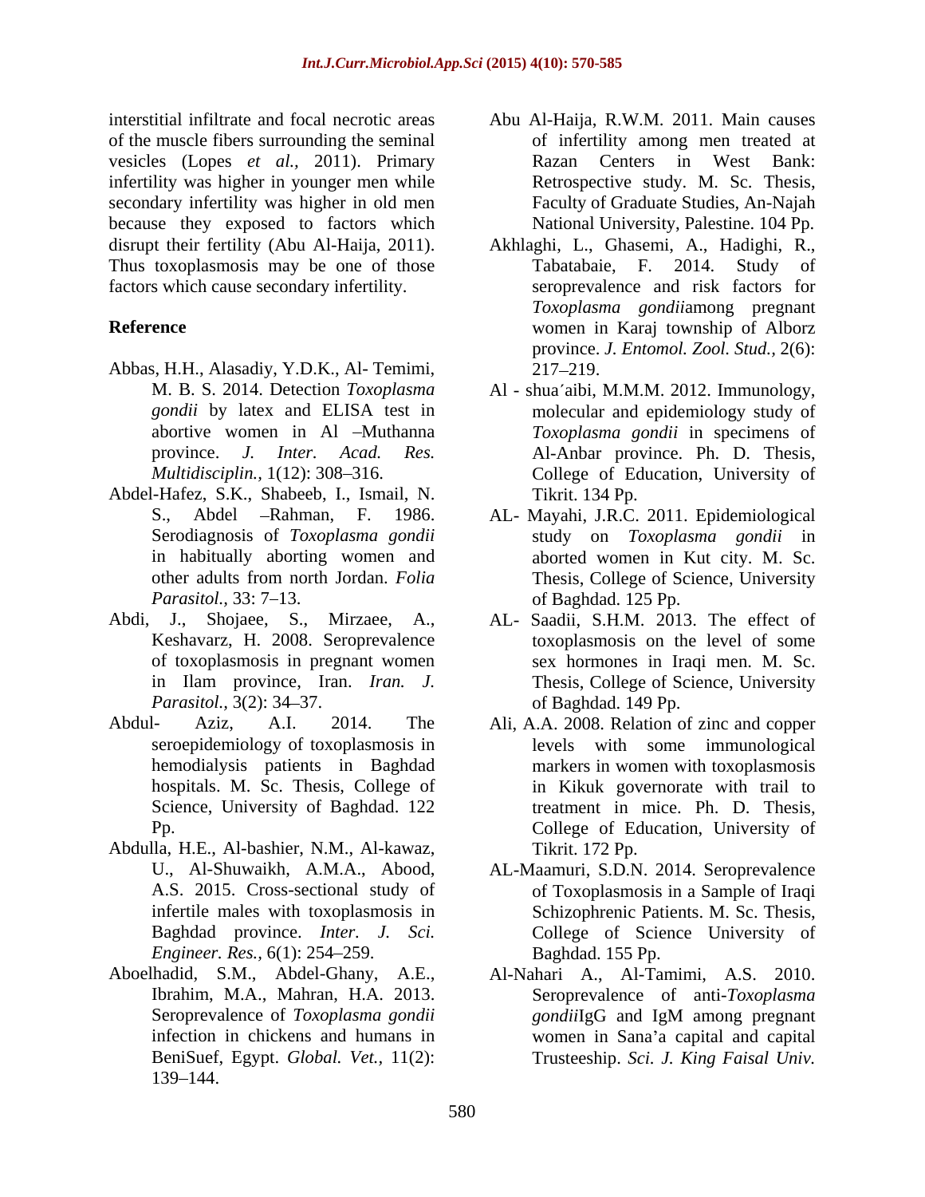interstitial infiltrate and focal necrotic areas of the muscle fibers surrounding the seminal vesicles (Lopes *et al.,* 2011). Primary infertility was higher in younger men while secondary infertility was higher in old men because they exposed to factors which disrupt their fertility (Abu Al-Haija, 2011). Thus toxoplasmosis may be one of those factors which cause secondary infertility.

## Reference

Abbas, H.H., Alasadiy, Y.D.K., Al- Temimi, M. B. S. 2014. Detection *Toxoplasma gondii* by latex and ELISA test in abortive women in Al –Muthanna province. *J. Inter. Acad. Res. Multidisciplin.*, 1(12): 308–316.

Abdel-Hafez, S.K., Shabeeb, I., Ismail, N. S., Abdel –Rahman, F. 1986. Serodiagnosis of *Toxoplasma gondii* in habitually aborting women and other adults from north Jordan. *Folia Parasitol.,* 33: 7–13.

Abdi, J., Shojaee, S., Mirzaee, A., Keshavarz, H. 2008. Seroprevalence of toxoplasmosis in pregnant women in Ilam province, Iran. *Iran. J. Parasitol.,* 3(2): 34–37.

Abdul- Aziz, A.I. 2014. The seroepidemiology of toxoplasmosis in hemodialysis patients in Baghdad hospitals. M. Sc. Thesis, College of Science, University of Baghdad. 122 Pp.

Abdulla, H.E., Al-bashier, N.M., Al-kawaz, U., Al-Shuwaikh, A.M.A., Abood, A.S. 2015. Cross-sectional study of infertile males with toxoplasmosis in Baghdad province. *Inter. J. Sci. Engineer. Res.*, 6(1): 254–259.

Aboelhadid, S.M., Abdel-Ghany, A.E., Ibrahim, M.A., Mahran, H.A. 2013. Seroprevalence of *Toxoplasma gondii* infection in chickens and humans in BeniSuef, Egypt. *Global. Vet.,* 11(2): 139–144.

Abu Al-Haija, R.W.M. 2011. Main causes of infertility among men treated at Razan Centers in West Bank: Retrospective study. M. Sc. Thesis, Faculty of Graduate Studies, An-Najah National University, Palestine. 104 Pp.

Akhlaghi, L., Ghasemi, A., Hadighi, R., Tabatabaie, F. 2014. Study of seroprevalence and risk factors for *Toxoplasma gondii*among pregnant women in Karaj township of Alborz province. *J. Entomol. Zool. Stud.,* 2(6): 217–219.

Al - shua′aibi, M.M.M. 2012. Immunology, molecular and epidemiology study of *Toxoplasma gondii* in specimens of Al-Anbar province. Ph. D. Thesis, College of Education, University of Tikrit. 134 Pp.

AL- Mayahi, J.R.C. 2011. Epidemiological study on *Toxoplasma gondii* in aborted women in Kut city. M. Sc. Thesis, College of Science, University of Baghdad. 125 Pp.

AL- Saadii, S.H.M. 2013. The effect of toxoplasmosis on the level of some sex hormones in Iraqi men. M. Sc. Thesis, College of Science, University of Baghdad. 149 Pp.

Ali, A.A. 2008. Relation of zinc and copper levels with some immunological markers in women with toxoplasmosis in Kikuk governorate with trail to treatment in mice. Ph. D. Thesis, College of Education, University of Tikrit. 172 Pp.

AL-Maamuri, S.D.N. 2014. Seroprevalence of Toxoplasmosis in a Sample of Iraqi Schizophrenic Patients. M. Sc. Thesis, College of Science University of Baghdad. 155 Pp.

Al-Nahari A., Al-Tamimi, A.S. 2010. Seroprevalence of anti-*Toxoplasma gondii*IgG and IgM among pregnant women in Sana'a capital and capital Trusteeship. *Sci. J. King Faisal Univ.*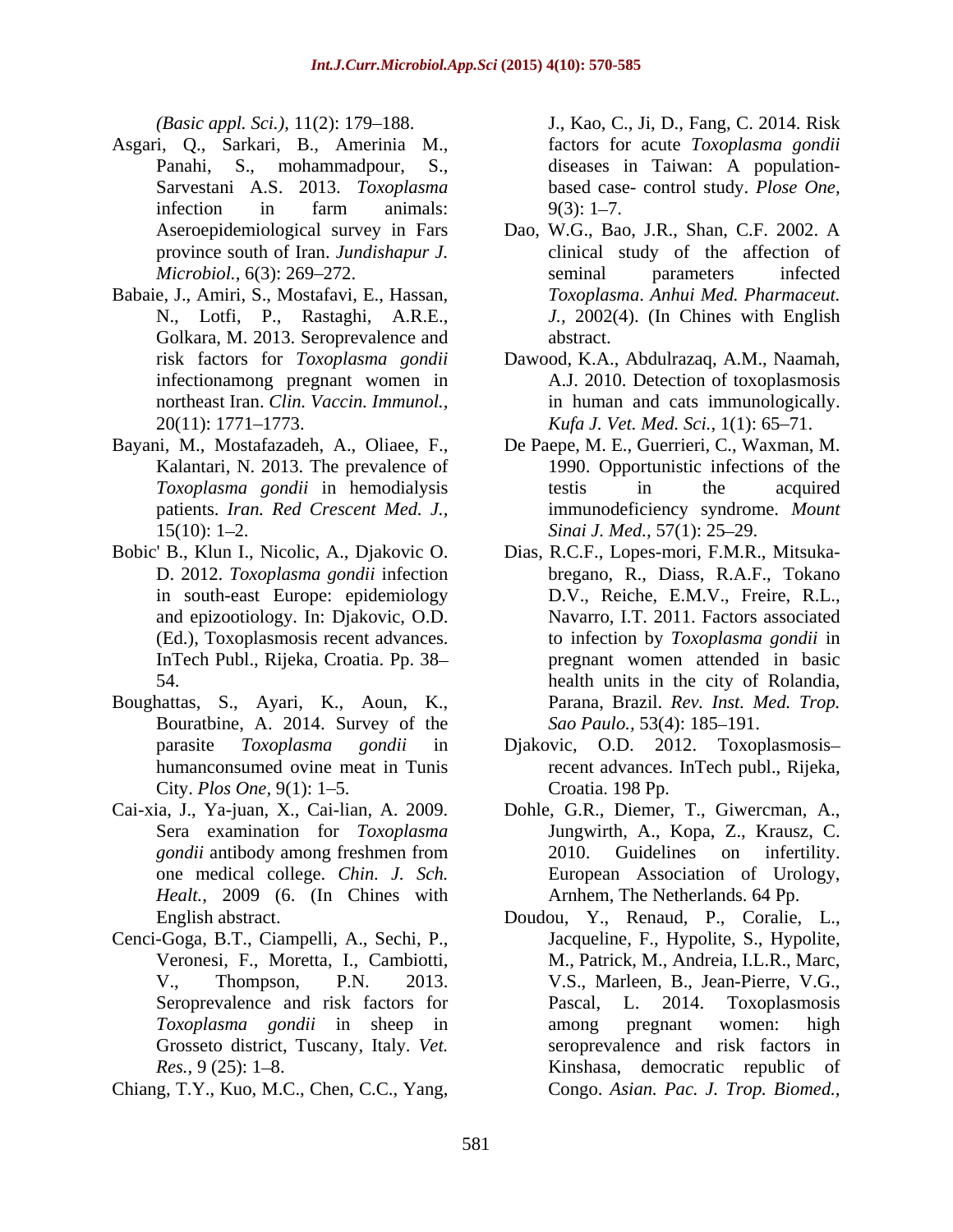*(Basic appl. Sci.),* 11(2): 179–188.

Asgari, Q., Sarkari, B., Amerinia M., Panahi, S., mohammadpour, S., Sarvestani A.S. 2013. *Toxoplasma* infection in farm animals: Aseroepidemiological survey in Fars province south of Iran. *Jundishapur J. Microbiol.,* 6(3): 269–272.

Babaie, J., Amiri, S., Mostafavi, E., Hassan, N., Lotfi, P., Rastaghi, A.R.E., Golkara, M. 2013. Seroprevalence and risk factors for *Toxoplasma gondii* infectionamong pregnant women in northeast Iran. *Clin. Vaccin. Immunol.,* 20(11): 1771–1773.

Bayani, M., Mostafazadeh, A., Oliaee, F., Kalantari, N. 2013. The prevalence of *Toxoplasma gondii* in hemodialysis patients. *Iran. Red Crescent Med. J.,* 15(10): 1–2.

Bobic' B., Klun I., Nicolic, A., Djakovic O. D. 2012. *Toxoplasma gondii* infection in south-east Europe: epidemiology and epizootiology. In: Djakovic, O.D. (Ed.), Toxoplasmosis recent advances. InTech Publ., Rijeka, Croatia. Pp. 38–54.

Boughattas, S., Ayari, K., Aoun, K., Bouratbine, A. 2014. Survey of the parasite *Toxoplasma gondii* in humanconsumed ovine meat in Tunis City. *Plos One,* 9(1): 1–5.

Cai-xia, J., Ya-juan, X., Cai-lian, A. 2009. Sera examination for *Toxoplasma gondii* antibody among freshmen from one medical college. *Chin. J. Sch. Healt.,* 2009 (6. (In Chines with English abstract.

Cenci-Goga, B.T., Ciampelli, A., Sechi, P., Veronesi, F., Moretta, I., Cambiotti, V., Thompson, P.N. 2013. Seroprevalence and risk factors for *Toxoplasma gondii* in sheep in Grosseto district, Tuscany, Italy. *Vet. Res.,* 9 (25): 1–8.

Chiang, T.Y., Kuo, M.C., Chen, C.C., Yang, J., Kao, C., Ji, D., Fang, C. 2014. Risk factors for acute *Toxoplasma gondii* diseases in Taiwan: A population-based case- control study. *Plose One,* 9(3): 1–7.

Dao, W.G., Bao, J.R., Shan, C.F. 2002. A clinical study of the affection of seminal parameters infected *Toxoplasma*. *Anhui Med. Pharmaceut. J.,* 2002(4). (In Chines with English abstract.

Dawood, K.A., Abdulrazaq, A.M., Naamah, A.J. 2010. Detection of toxoplasmosis in human and cats immunologically. *Kufa J. Vet. Med. Sci.,* 1(1): 65–71.

De Paepe, M. E., Guerrieri, C., Waxman, M. 1990. Opportunistic infections of the testis in the acquired immunodeficiency syndrome. *Mount Sinai J. Med.,* 57(1): 25–29.

Dias, R.C.F., Lopes-mori, F.M.R., Mitsuka-bregano, R., Diass, R.A.F., Tokano D.V., Reiche, E.M.V., Freire, R.L., Navarro, I.T. 2011. Factors associated to infection by *Toxoplasma gondii* in pregnant women attended in basic health units in the city of Rolandia, Parana, Brazil. *Rev. Inst. Med. Trop. Sao Paulo.,* 53(4): 185–191.

Djakovic, O.D. 2012. Toxoplasmosis– recent advances. InTech publ., Rijeka, Croatia. 198 Pp.

Dohle, G.R., Diemer, T., Giwercman, A., Jungwirth, A., Kopa, Z., Krausz, C. 2010. Guidelines on infertility. European Association of Urology, Arnhem, The Netherlands. 64 Pp.

Doudou, Y., Renaud, P., Coralie, L., Jacqueline, F., Hypolite, S., Hypolite, M., Patrick, M., Andreia, I.L.R., Marc, V.S., Marleen, B., Jean-Pierre, V.G., Pascal, L. 2014. Toxoplasmosis among pregnant women: high seroprevalence and risk factors in Kinshasa, democratic republic of Congo. *Asian. Pac. J. Trop. Biomed.,*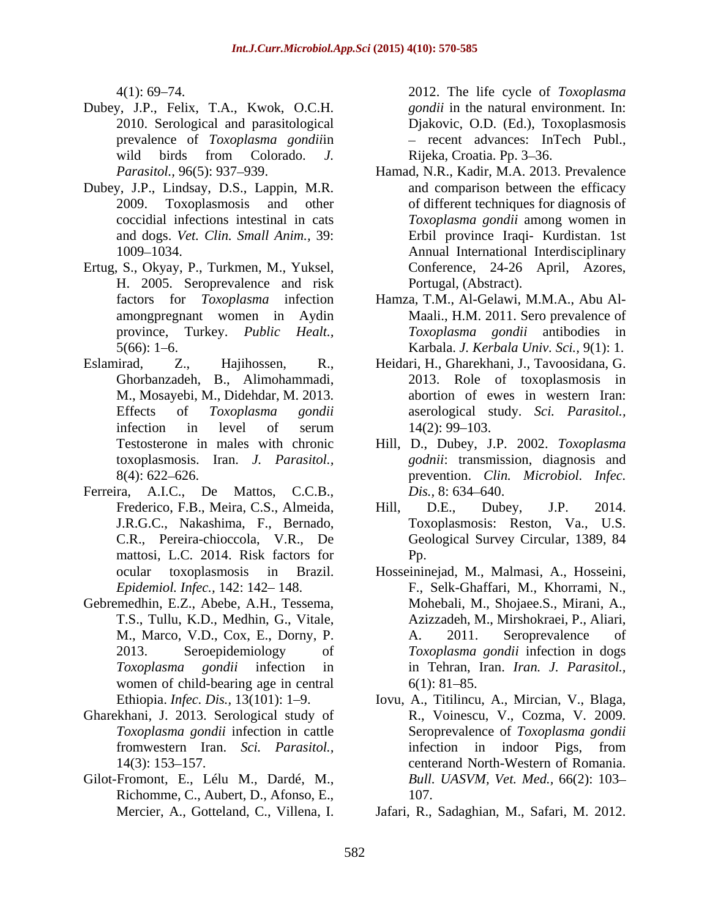4(1): 69–74.

Dubey, J.P., Felix, T.A., Kwok, O.C.H. 2010. Serological and parasitological prevalence of *Toxoplasma gondii*in wild birds from Colorado. *J. Parasitol.,* 96(5): 937–939.

Dubey, J.P., Lindsay, D.S., Lappin, M.R. 2009. Toxoplasmosis and other coccidial infections intestinal in cats and dogs. *Vet. Clin. Small Anim.,* 39: 1009–1034.

Ertug, S., Okyay, P., Turkmen, M., Yuksel, H. 2005. Seroprevalence and risk factors for *Toxoplasma* infection amongpregnant women in Aydin province, Turkey. *Public Healt.,* 5(66): 1–6.

Eslamirad, Z., Hajihossen, R., Ghorbanzadeh, B., Alimohammadi, M., Mosayebi, M., Didehdar, M. 2013. Effects of *Toxoplasma gondii* infection in level of serum Testosterone in males with chronic toxoplasmosis. Iran. *J. Parasitol.,* 8(4): 622–626.

Ferreira, A.I.C., De Mattos, C.C.B., Frederico, F.B., Meira, C.S., Almeida, J.R.G.C., Nakashima, F., Bernado, C.R., Pereira-chioccola, V.R., De mattosi, L.C. 2014. Risk factors for ocular toxoplasmosis in Brazil. *Epidemiol. Infec.,* 142: 142– 148.

Gebremedhin, E.Z., Abebe, A.H., Tessema, T.S., Tullu, K.D., Medhin, G., Vitale, M., Marco, V.D., Cox, E., Dorny, P. 2013. Seroepidemiology of *Toxoplasma gondii* infection in women of child-bearing age in central Ethiopia. *Infec. Dis.,* 13(101): 1–9.

Gharekhani, J. 2013. Serological study of *Toxoplasma gondii* infection in cattle fromwestern Iran. *Sci. Parasitol.,* 14(3): 153–157.

Gilot-Fromont, E., Lélu M., Dardé, M., Richomme, C., Aubert, D., Afonso, E., Mercier, A., Gotteland, C., Villena, I. 2012. The life cycle of *Toxoplasma gondii* in the natural environment. In: Djakovic, O.D. (Ed.), Toxoplasmosis – recent advances: InTech Publ., Rijeka, Croatia. Pp. 3–36.

Hamad, N.R., Kadir, M.A. 2013. Prevalence and comparison between the efficacy of different techniques for diagnosis of *Toxoplasma gondii* among women in Erbil province Iraqi- Kurdistan. 1st Annual International Interdisciplinary Conference, 24-26 April, Azores, Portugal, (Abstract).

Hamza, T.M., Al-Gelawi, M.M.A., Abu Al-Maali., H.M. 2011. Sero prevalence of *Toxoplasma gondii* antibodies in Karbala. *J. Kerbala Univ. Sci.,* 9(1): 1.

Heidari, H., Gharekhani, J., Tavoosidana, G. 2013. Role of toxoplasmosis in abortion of ewes in western Iran: aserological study. *Sci. Parasitol.,* 14(2): 99–103.

Hill, D., Dubey, J.P. 2002. *Toxoplasma godnii*: transmission, diagnosis and prevention. *Clin. Microbiol. Infec. Dis.,* 8: 634–640.

Hill, D.E., Dubey, J.P. 2014. Toxoplasmosis: Reston, Va., U.S. Geological Survey Circular, 1389, 84 Pp.

Hosseininejad, M., Malmasi, A., Hosseini, F., Selk-Ghaffari, M., Khorrami, N., Mohebali, M., Shojaee.S., Mirani, A., Azizzadeh, M., Mirshokraei, P., Aliari, A. 2011. Seroprevalence of *Toxoplasma gondii* infection in dogs in Tehran, Iran. *Iran. J. Parasitol.,* 6(1): 81–85.

Iovu, A., Titilincu, A., Mircian, V., Blaga, R., Voinescu, V., Cozma, V. 2009. Seroprevalence of *Toxoplasma gondii* infection in indoor Pigs, from centerand North-Western of Romania. *Bull. UASVM, Vet. Med.,* 66(2): 103–107.

Jafari, R., Sadaghian, M., Safari, M. 2012.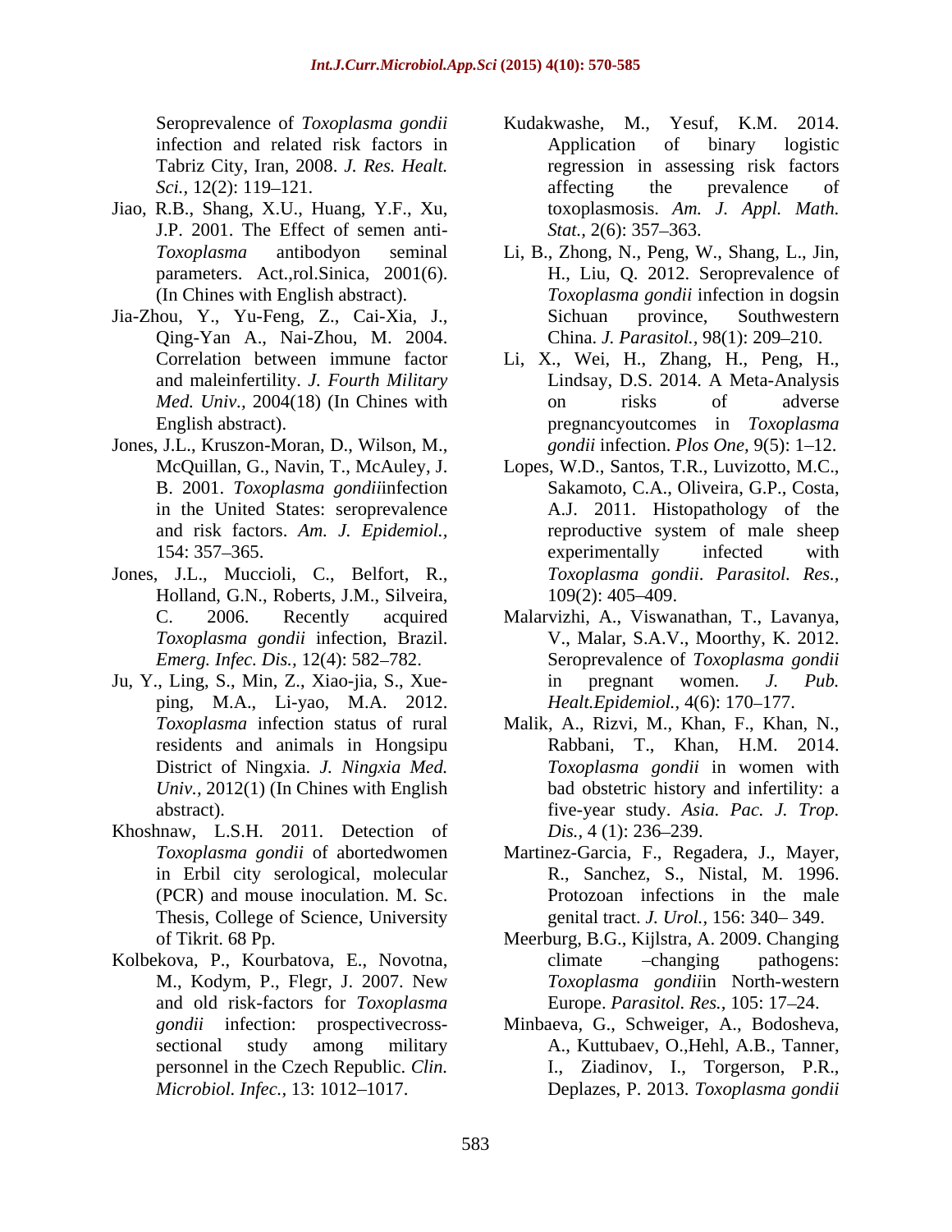Seroprevalence of *Toxoplasma gondii* infection and related risk factors in Tabriz City, Iran, 2008. *J. Res. Healt. Sci.,* 12(2): 119–121.

Jiao, R.B., Shang, X.U., Huang, Y.F., Xu, J.P. 2001. The Effect of semen anti-*Toxoplasma* antibodyon seminal parameters. Act.,rol.Sinica, 2001(6). (In Chines with English abstract).

Jia-Zhou, Y., Yu-Feng, Z., Cai-Xia, J., Qing-Yan A., Nai-Zhou, M. 2004. Correlation between immune factor and maleinfertility. *J. Fourth Military Med. Univ.,* 2004(18) (In Chines with English abstract).

Jones, J.L., Kruszon-Moran, D., Wilson, M., McQuillan, G., Navin, T., McAuley, J. B. 2001. *Toxoplasma gondii*infection in the United States: seroprevalence and risk factors. *Am. J. Epidemiol.,* 154: 357–365.

Jones, J.L., Muccioli, C., Belfort, R., Holland, G.N., Roberts, J.M., Silveira, C. 2006. Recently acquired *Toxoplasma gondii* infection, Brazil. *Emerg. Infec. Dis.,* 12(4): 582–782.

Ju, Y., Ling, S., Min, Z., Xiao-jia, S., Xue-ping, M.A., Li-yao, M.A. 2012. *Toxoplasma* infection status of rural residents and animals in Hongsipu District of Ningxia. *J. Ningxia Med. Univ.,* 2012(1) (In Chines with English abstract).

Khoshnaw, L.S.H. 2011. Detection of *Toxoplasma gondii* of abortedwomen in Erbil city serological, molecular (PCR) and mouse inoculation. M. Sc. Thesis, College of Science, University of Tikrit. 68 Pp.

Kolbekova, P., Kourbatova, E., Novotna, M., Kodym, P., Flegr, J. 2007. New and old risk-factors for *Toxoplasma gondii* infection: prospectivecross-sectional study among military personnel in the Czech Republic. *Clin. Microbiol. Infec.,* 13: 1012–1017.

Kudakwashe, M., Yesuf, K.M. 2014. Application of binary logistic regression in assessing risk factors affecting the prevalence of toxoplasmosis. *Am. J. Appl. Math. Stat.,* 2(6): 357–363.

Li, B., Zhong, N., Peng, W., Shang, L., Jin, H., Liu, Q. 2012. Seroprevalence of *Toxoplasma gondii* infection in dogsin Sichuan province, Southwestern China. *J. Parasitol.,* 98(1): 209–210.

Li, X., Wei, H., Zhang, H., Peng, H., Lindsay, D.S. 2014. A Meta-Analysis on risks of adverse pregnancyoutcomes in *Toxoplasma gondii* infection. *Plos One,* 9(5): 1–12.

Lopes, W.D., Santos, T.R., Luvizotto, M.C., Sakamoto, C.A., Oliveira, G.P., Costa, A.J. 2011. Histopathology of the reproductive system of male sheep experimentally infected with *Toxoplasma gondii*. *Parasitol. Res.,* 109(2): 405–409.

Malarvizhi, A., Viswanathan, T., Lavanya, V., Malar, S.A.V., Moorthy, K. 2012. Seroprevalence of *Toxoplasma gondii* in pregnant women. *J. Pub. Healt.Epidemiol.,* 4(6): 170–177.

Malik, A., Rizvi, M., Khan, F., Khan, N., Rabbani, T., Khan, H.M. 2014. *Toxoplasma gondii* in women with bad obstetric history and infertility: a five-year study. *Asia. Pac. J. Trop. Dis.,* 4 (1): 236–239.

Martinez-Garcia, F., Regadera, J., Mayer, R., Sanchez, S., Nistal, M. 1996. Protozoan infections in the male genital tract. *J. Urol.,* 156: 340– 349.

Meerburg, B.G., Kijlstra, A. 2009. Changing climate –changing pathogens: *Toxoplasma gondii*in North-western Europe. *Parasitol. Res.,* 105: 17–24.

Minbaeva, G., Schweiger, A., Bodosheva, A., Kuttubaev, O.,Hehl, A.B., Tanner, I., Ziadinov, I., Torgerson, P.R., Deplazes, P. 2013. *Toxoplasma gondii*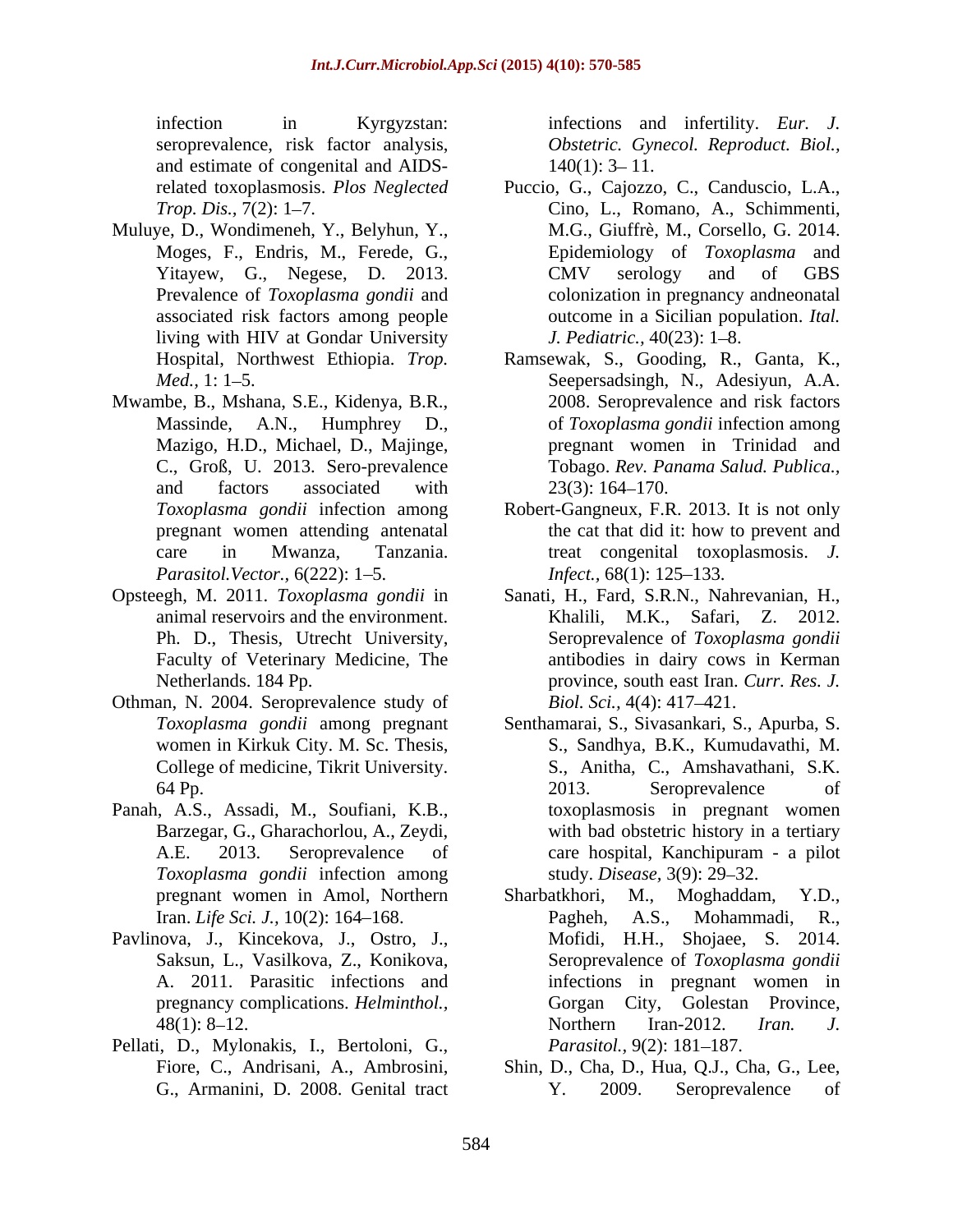infection in Kyrgyzstan: seroprevalence, risk factor analysis, and estimate of congenital and AIDS-related toxoplasmosis. *Plos Neglected Trop. Dis.*, 7(2): 1–7.

Muluye, D., Wondimeneh, Y., Belyhun, Y., Moges, F., Endris, M., Ferede, G., Yitayew, G., Negese, D. 2013. Prevalence of *Toxoplasma gondii* and associated risk factors among people living with HIV at Gondar University Hospital, Northwest Ethiopia. *Trop. Med.*, 1: 1–5.

Mwambe, B., Mshana, S.E., Kidenya, B.R., Massinde, A.N., Humphrey D., Mazigo, H.D., Michael, D., Majinge, C., Groß, U. 2013. Sero-prevalence and factors associated with *Toxoplasma gondii* infection among pregnant women attending antenatal care in Mwanza, Tanzania. *Parasitol.Vector.*, 6(222): 1–5.

Opsteegh, M. 2011. *Toxoplasma gondii* in animal reservoirs and the environment. Ph. D., Thesis, Utrecht University, Faculty of Veterinary Medicine, The Netherlands. 184 Pp.

Othman, N. 2004. Seroprevalence study of *Toxoplasma gondii* among pregnant women in Kirkuk City. M. Sc. Thesis, College of medicine, Tikrit University. 64 Pp.

Panah, A.S., Assadi, M., Soufiani, K.B., Barzegar, G., Gharachorlou, A., Zeydi, A.E. 2013. Seroprevalence of *Toxoplasma gondii* infection among pregnant women in Amol, Northern Iran. *Life Sci. J.*, 10(2): 164–168.

Pavlinova, J., Kincekova, J., Ostro, J., Saksun, L., Vasilkova, Z., Konikova, A. 2011. Parasitic infections and pregnancy complications. *Helminthol.*, 48(1): 8–12.

Pellati, D., Mylonakis, I., Bertoloni, G., Fiore, C., Andrisani, A., Ambrosini, G., Armanini, D. 2008. Genital tract infections and infertility. *Eur. J. Obstetric. Gynecol. Reproduct. Biol.*, 140(1): 3– 11.

Puccio, G., Cajozzo, C., Canduscio, L.A., Cino, L., Romano, A., Schimmenti, M.G., Giuffrè, M., Corsello, G. 2014. Epidemiology of *Toxoplasma* and CMV serology and of GBS colonization in pregnancy andneonatal outcome in a Sicilian population. *Ital. J. Pediatric.*, 40(23): 1–8.

Ramsewak, S., Gooding, R., Ganta, K., Seepersadsingh, N., Adesiyun, A.A. 2008. Seroprevalence and risk factors of *Toxoplasma gondii* infection among pregnant women in Trinidad and Tobago. *Rev. Panama Salud. Publica.*, 23(3): 164–170.

Robert-Gangneux, F.R. 2013. It is not only the cat that did it: how to prevent and treat congenital toxoplasmosis. *J. Infect.*, 68(1): 125–133.

Sanati, H., Fard, S.R.N., Nahrevanian, H., Khalili, M.K., Safari, Z. 2012. Seroprevalence of *Toxoplasma gondii* antibodies in dairy cows in Kerman province, south east Iran. *Curr. Res. J. Biol. Sci.*, 4(4): 417–421.

Senthamarai, S., Sivasankari, S., Apurba, S. S., Sandhya, B.K., Kumudavathi, M. S., Anitha, C., Amshavathani, S.K. 2013. Seroprevalence of toxoplasmosis in pregnant women with bad obstetric history in a tertiary care hospital, Kanchipuram - a pilot study. *Disease*, 3(9): 29–32.

Sharbatkhori, M., Moghaddam, Y.D., Pagheh, A.S., Mohammadi, R., Mofidi, H.H., Shojaee, S. 2014. Seroprevalence of *Toxoplasma gondii* infections in pregnant women in Gorgan City, Golestan Province, Northern Iran-2012. *Iran. J. Parasitol.*, 9(2): 181–187.

Shin, D., Cha, D., Hua, Q.J., Cha, G., Lee, Y. 2009. Seroprevalence of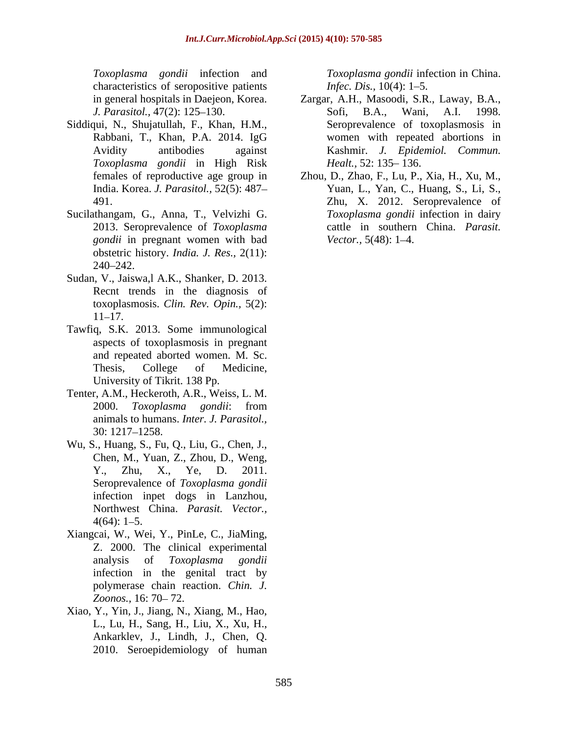*Toxoplasma gondii* infection and characteristics of seropositive patients in general hospitals in Daejeon, Korea. *J. Parasitol.,* 47(2): 125–130.

Siddiqui, N., Shujatullah, F., Khan, H.M., Rabbani, T., Khan, P.A. 2014. IgG Avidity antibodies against *Toxoplasma gondii* in High Risk females of reproductive age group in India. Korea. *J. Parasitol.,* 52(5): 487–491.

Sucilathangam, G., Anna, T., Velvizhi G. 2013. Seroprevalence of *Toxoplasma gondii* in pregnant women with bad obstetric history. *India. J. Res.,* 2(11): 240–242.

Sudan, V., Jaiswa,l A.K., Shanker, D. 2013. Recnt trends in the diagnosis of toxoplasmosis. *Clin. Rev. Opin.,* 5(2): 11–17.

Tawfiq, S.K. 2013. Some immunological aspects of toxoplasmosis in pregnant and repeated aborted women. M. Sc. Thesis, College of Medicine, University of Tikrit. 138 Pp.

Tenter, A.M., Heckeroth, A.R., Weiss, L. M. 2000. *Toxoplasma gondii*: from animals to humans. *Inter. J. Parasitol.,* 30: 1217–1258.

Wu, S., Huang, S., Fu, Q., Liu, G., Chen, J., Chen, M., Yuan, Z., Zhou, D., Weng, Y., Zhu, X., Ye, D. 2011. Seroprevalence of *Toxoplasma gondii* infection inpet dogs in Lanzhou, Northwest China. *Parasit. Vector.,* 4(64): 1–5.

Xiangcai, W., Wei, Y., PinLe, C., JiaMing, Z. 2000. The clinical experimental analysis of *Toxoplasma gondii* infection in the genital tract by polymerase chain reaction. *Chin. J. Zoonos.,* 16: 70– 72.

Xiao, Y., Yin, J., Jiang, N., Xiang, M., Hao, L., Lu, H., Sang, H., Liu, X., Xu, H., Ankarklev, J., Lindh, J., Chen, Q. 2010. Seroepidemiology of human *Toxoplasma gondii* infection in China. *Infec. Dis.,* 10(4): 1–5.

Zargar, A.H., Masoodi, S.R., Laway, B.A., Sofi, B.A., Wani, A.I. 1998. Seroprevalence of toxoplasmosis in women with repeated abortions in Kashmir. *J. Epidemiol. Commun. Healt.,* 52: 135– 136.

Zhou, D., Zhao, F., Lu, P., Xia, H., Xu, M., Yuan, L., Yan, C., Huang, S., Li, S., Zhu, X. 2012. Seroprevalence of *Toxoplasma gondii* infection in dairy cattle in southern China. *Parasit. Vector.,* 5(48): 1–4.